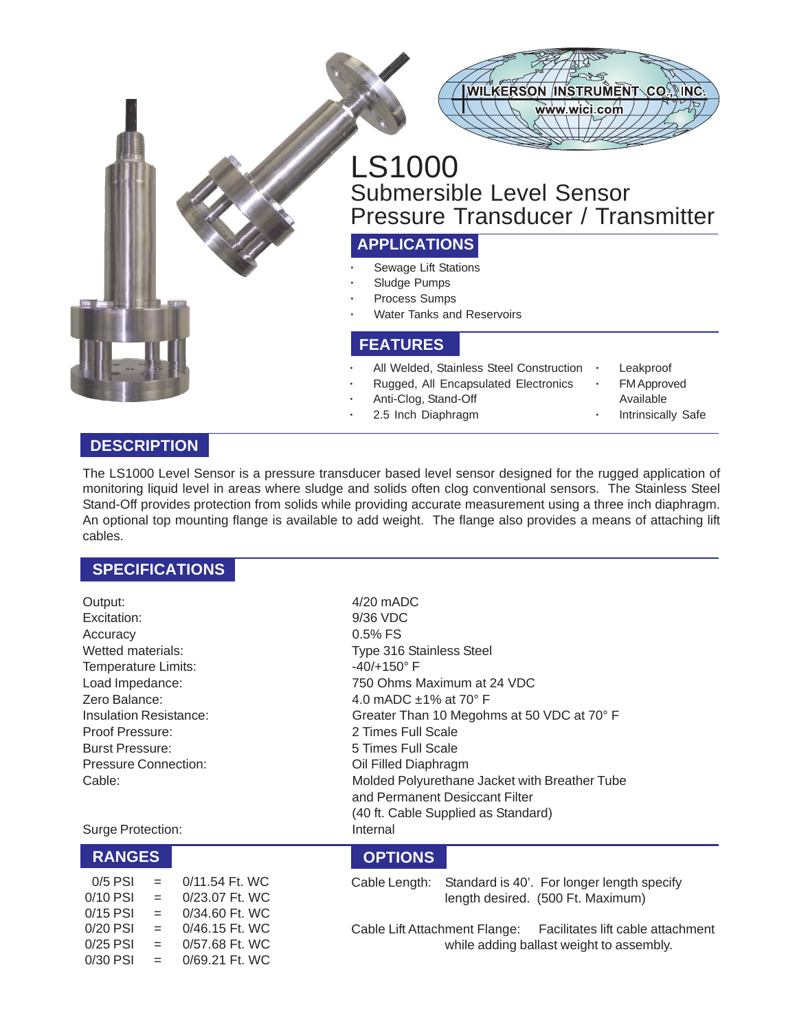WILKERSON INSTRUMENT CO., INC.
www.wici.com

# LS1000
## Submersible Level Sensor
## Pressure Transducer / Transmitter

## APPLICATIONS

- Sewage Lift Stations
- Sludge Pumps
- Process Sumps
- Water Tanks and Reservoirs

## FEATURES

- All Welded, Stainless Steel Construction
- Rugged, All Encapsulated Electronics
- Anti-Clog, Stand-Off
- 2.5 Inch Diaphragm
- Leakproof
- FM Approved Available
- Intrinsically Safe

## DESCRIPTION

The LS1000 Level Sensor is a pressure transducer based level sensor designed for the rugged application of monitoring liquid level in areas where sludge and solids often clog conventional sensors. The Stainless Steel Stand-Off provides protection from solids while providing accurate measurement using a three inch diaphragm. An optional top mounting flange is available to add weight. The flange also provides a means of attaching lift cables.

## SPECIFICATIONS

| | |
|---|---|
| Output: | 4/20 mADC |
| Excitation: | 9/36 VDC |
| Accuracy | 0.5% FS |
| Wetted materials: | Type 316 Stainless Steel |
| Temperature Limits: | -40/+150° F |
| Load Impedance: | 750 Ohms Maximum at 24 VDC |
| Zero Balance: | 4.0 mADC ±1% at 70° F |
| Insulation Resistance: | Greater Than 10 Megohms at 50 VDC at 70° F |
| Proof Pressure: | 2 Times Full Scale |
| Burst Pressure: | 5 Times Full Scale |
| Pressure Connection: | Oil Filled Diaphragm |
| Cable: | Molded Polyurethane Jacket with Breather Tube and Permanent Desiccant Filter (40 ft. Cable Supplied as Standard) |
| Surge Protection: | Internal |

## RANGES

| | | |
|---|---|---|
| 0/5 PSI | = | 0/11.54 Ft. WC |
| 0/10 PSI | = | 0/23.07 Ft. WC |
| 0/15 PSI | = | 0/34.60 Ft. WC |
| 0/20 PSI | = | 0/46.15 Ft. WC |
| 0/25 PSI | = | 0/57.68 Ft. WC |
| 0/30 PSI | = | 0/69.21 Ft. WC |

## OPTIONS

Cable Length: Standard is 40'. For longer length specify length desired. (500 Ft. Maximum)

Cable Lift Attachment Flange: Facilitates lift cable attachment while adding ballast weight to assembly.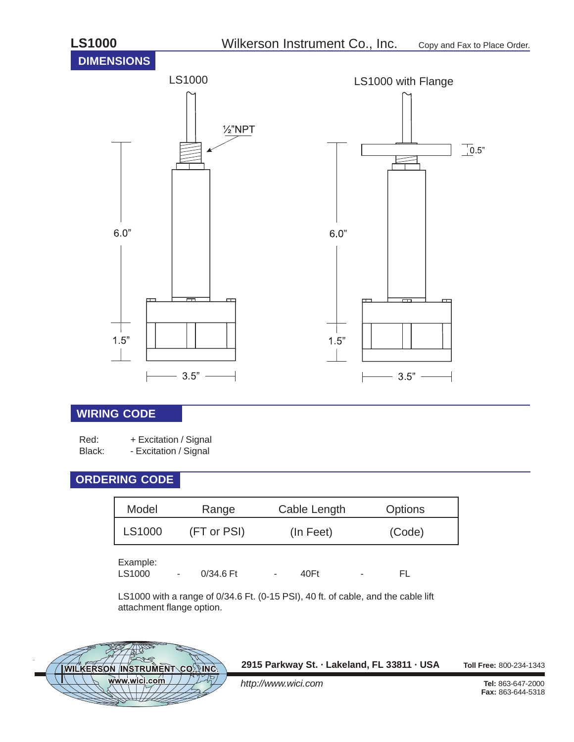# LS1000

Wilkerson Instrument Co., Inc. Copy and Fax to Place Order.

## DIMENSIONS

LS1000

½"NPT

6.0"

1.5"

3.5"

LS1000 with Flange

0.5"

6.0"

1.5"

3.5"

## WIRING CODE

Red: + Excitation / Signal
Black: - Excitation / Signal

## ORDERING CODE

| Model | Range | Cable Length | Options |
|---|---|---|---|
| LS1000 | (FT or PSI) | (In Feet) | (Code) |

Example:
LS1000 - 0/34.6 Ft - 40Ft - FL

LS1000 with a range of 0/34.6 Ft. (0-15 PSI), 40 ft. of cable, and the cable lift attachment flange option.

WILKERSON INSTRUMENT CO., INC.
www.wici.com

**2915 Parkway St. · Lakeland, FL 33811 · USA**

*http://www.wici.com*

**Toll Free:** 800-234-1343
**Tel:** 863-647-2000
**Fax:** 863-644-5318